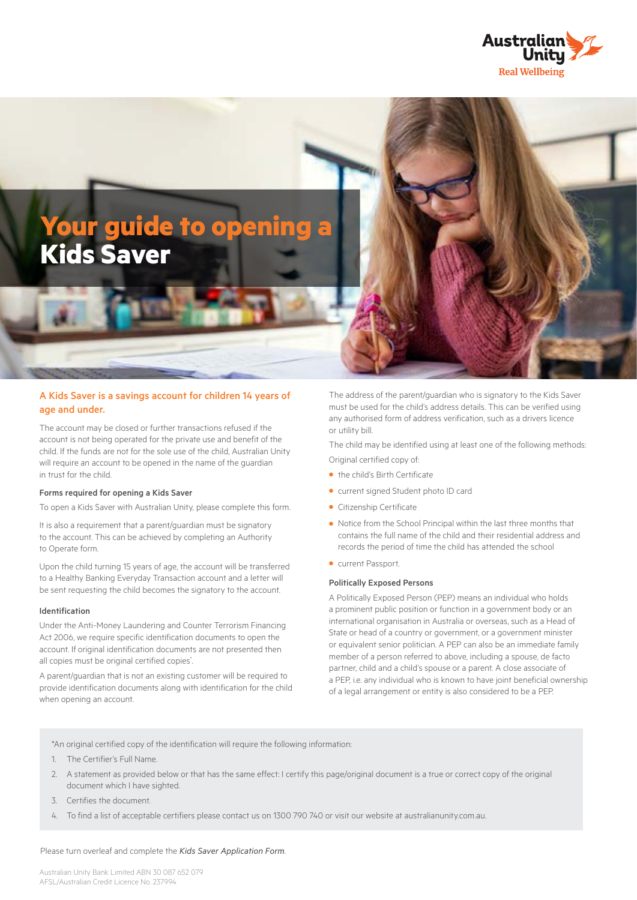# Your guide to opening a Kids Saver

## A Kids Saver is a savings account for children 14 years of age and under.

The account may be closed or further transactions refused if the account is not being operated for the private use and benefit of the child. If the funds are not for the sole use of the child, Australian Unity will require an account to be opened in the name of the guardian in trust for the child.

### Forms required for opening a Kids Saver

To open a Kids Saver with Australian Unity, please complete this form.

It is also a requirement that a parent/guardian must be signatory to the account. This can be achieved by completing an Authority to Operate form.

Upon the child turning 15 years of age, the account will be transferred to a Healthy Banking Everyday Transaction account and a letter will be sent requesting the child becomes the signatory to the account.

### Identification

Under the Anti-Money Laundering and Counter Terrorism Financing Act 2006, we require specific identification documents to open the account. If original identification documents are not presented then all copies must be original certified copies*.

A parent/guardian that is not an existing customer will be required to provide identification documents along with identification for the child when opening an account.

The address of the parent/guardian who is signatory to the Kids Saver must be used for the child's address details. This can be verified using any authorised form of address verification, such as a drivers licence or utility bill.

The child may be identified using at least one of the following methods:

Original certified copy of:

- the child's Birth Certificate
- current signed Student photo ID card
- Citizenship Certificate
- Notice from the School Principal within the last three months that contains the full name of the child and their residential address and records the period of time the child has attended the school
- current Passport.

### Politically Exposed Persons

A Politically Exposed Person (PEP) means an individual who holds a prominent public position or function in a government body or an international organisation in Australia or overseas, such as a Head of State or head of a country or government, or a government minister or equivalent senior politician. A PEP can also be an immediate family member of a person referred to above, including a spouse, de facto partner, child and a child's spouse or a parent. A close associate of a PEP, i.e. any individual who is known to have joint beneficial ownership of a legal arrangement or entity is also considered to be a PEP.

*An original certified copy of the identification will require the following information:

1. The Certifier's Full Name.
2. A statement as provided below or that has the same effect: I certify this page/original document is a true or correct copy of the original document which I have sighted.
3. Certifies the document.
4. To find a list of acceptable certifiers please contact us on 1300 790 740 or visit our website at australianunity.com.au.

Please turn overleaf and complete the *Kids Saver Application Form*.

Australian Unity Bank Limited ABN 30 087 652 079
AFSL/Australian Credit Licence No. 237994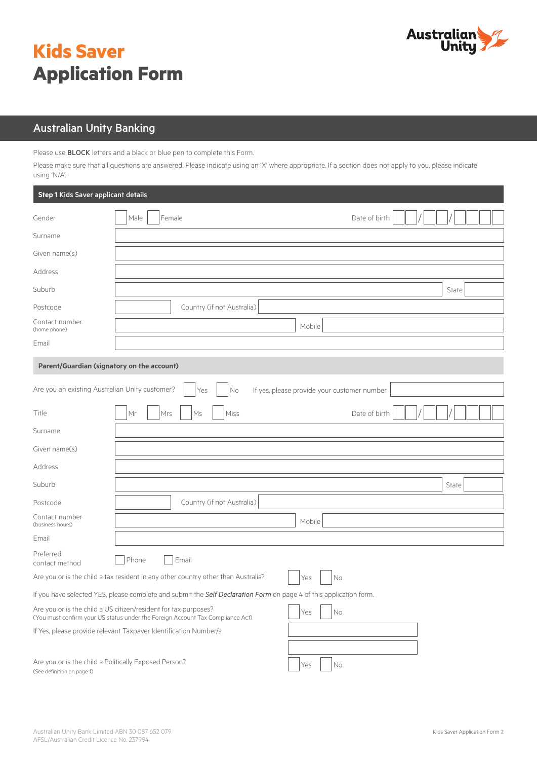# Kids Saver
# Application Form

Australian Unity

## Australian Unity Banking

Please use **BLOCK** letters and a black or blue pen to complete this Form.

Please make sure that all questions are answered. Please indicate using an 'X' where appropriate. If a section does not apply to you, please indicate using 'N/A'.

### Step 1 Kids Saver applicant details

Gender ☐ Male ☐ Female Date of birth __ __ / __ __ / __ __ __ __

Surname

Given name(s)

Address

Suburb State

Postcode Country (if not Australia)

Contact number (home phone) Mobile

Email

### Parent/Guardian (signatory on the account)

Are you an existing Australian Unity customer? ☐ Yes ☐ No If yes, please provide your customer number

Title ☐ Mr ☐ Mrs ☐ Ms ☐ Miss Date of birth __ __ / __ __ / __ __ __ __

Surname

Given name(s)

Address

Suburb State

Postcode Country (if not Australia)

Contact number (business hours) Mobile

Email

Preferred contact method ☐ Phone ☐ Email

Are you or is the child a tax resident in any other country other than Australia? ☐ Yes ☐ No

If you have selected YES, please complete and submit the *Self Declaration Form* on page 4 of this application form.

Are you or is the child a US citizen/resident for tax purposes? ☐ Yes ☐ No
(You must confirm your US status under the Foreign Account Tax Compliance Act)

If Yes, please provide relevant Taxpayer Identification Number/s:

Are you or is the child a Politically Exposed Person? ☐ Yes ☐ No
(See definition on page 1)

Australian Unity Bank Limited ABN 30 087 652 079
AFSL/Australian Credit Licence No. 237994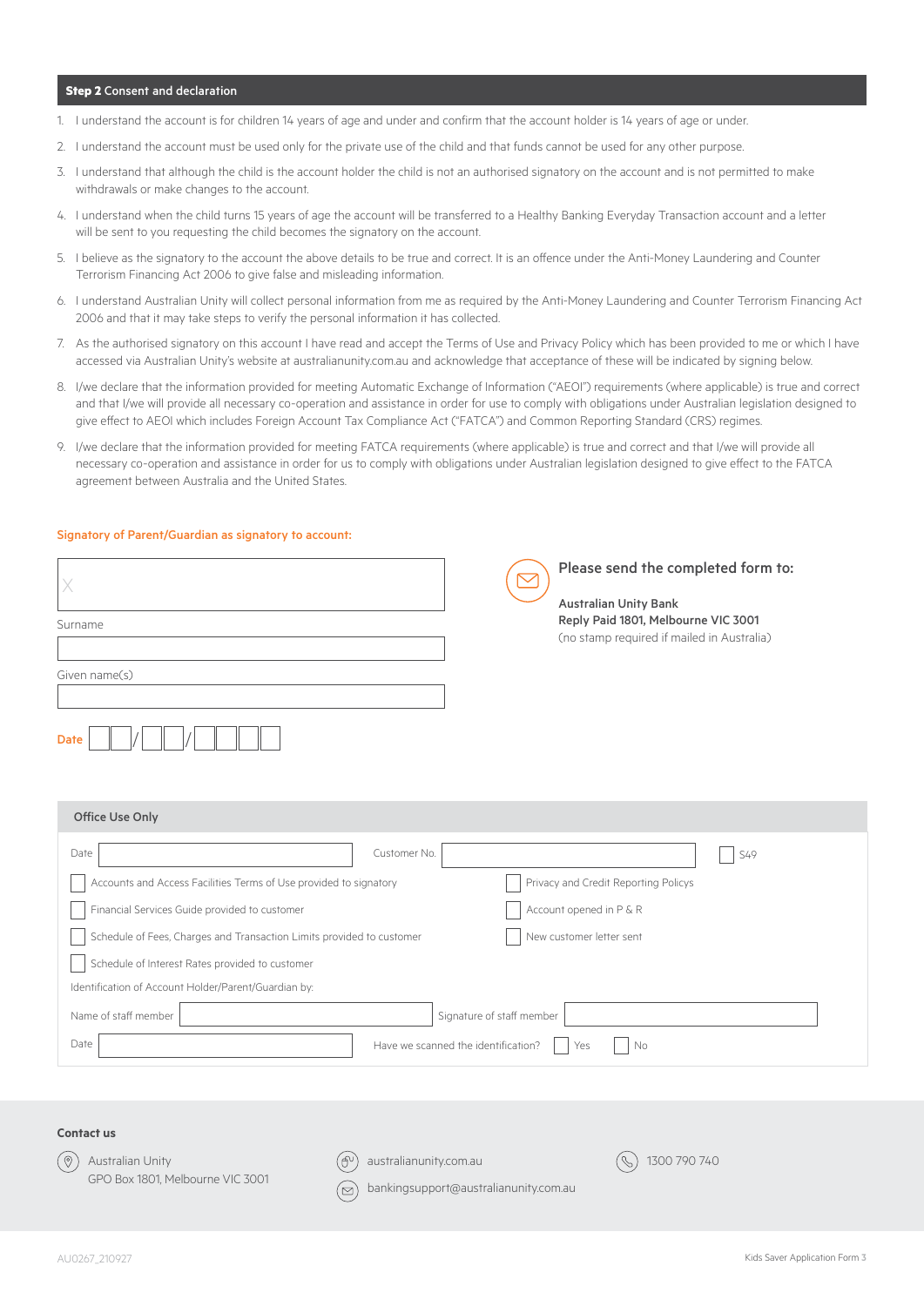## Step 2 Consent and declaration

1. I understand the account is for children 14 years of age and under and confirm that the account holder is 14 years of age or under.
2. I understand the account must be used only for the private use of the child and that funds cannot be used for any other purpose.
3. I understand that although the child is the account holder the child is not an authorised signatory on the account and is not permitted to make withdrawals or make changes to the account.
4. I understand when the child turns 15 years of age the account will be transferred to a Healthy Banking Everyday Transaction account and a letter will be sent to you requesting the child becomes the signatory on the account.
5. I believe as the signatory to the account the above details to be true and correct. It is an offence under the Anti-Money Laundering and Counter Terrorism Financing Act 2006 to give false and misleading information.
6. I understand Australian Unity will collect personal information from me as required by the Anti-Money Laundering and Counter Terrorism Financing Act 2006 and that it may take steps to verify the personal information it has collected.
7. As the authorised signatory on this account I have read and accept the Terms of Use and Privacy Policy which has been provided to me or which I have accessed via Australian Unity's website at australianunity.com.au and acknowledge that acceptance of these will be indicated by signing below.
8. I/we declare that the information provided for meeting Automatic Exchange of Information ("AEOI") requirements (where applicable) is true and correct and that I/we will provide all necessary co-operation and assistance in order for use to comply with obligations under Australian legislation designed to give effect to AEOI which includes Foreign Account Tax Compliance Act ("FATCA") and Common Reporting Standard (CRS) regimes.
9. I/we declare that the information provided for meeting FATCA requirements (where applicable) is true and correct and that I/we will provide all necessary co-operation and assistance in order for us to comply with obligations under Australian legislation designed to give effect to the FATCA agreement between Australia and the United States.

**Signatory of Parent/Guardian as signatory to account:**

X

Surname

Given name(s)

Date ☐☐/☐☐/☐☐☐☐

**Please send the completed form to:**

**Australian Unity Bank**
**Reply Paid 1801, Melbourne VIC 3001**
(no stamp required if mailed in Australia)

### Office Use Only

Date ____________ Customer No. ____________ ☐ S49

☐ Accounts and Access Facilities Terms of Use provided to signatory
☐ Privacy and Credit Reporting Policys
☐ Financial Services Guide provided to customer
☐ Account opened in P & R
☐ Schedule of Fees, Charges and Transaction Limits provided to customer
☐ New customer letter sent
☐ Schedule of Interest Rates provided to customer

Identification of Account Holder/Parent/Guardian by:

Name of staff member ____________ Signature of staff member ____________

Date ____________ Have we scanned the identification? ☐ Yes ☐ No

**Contact us**

Australian Unity
GPO Box 1801, Melbourne VIC 3001

australianunity.com.au

bankingsupport@australianunity.com.au

1300 790 740

AU0267_210927

Kids Saver Application Form